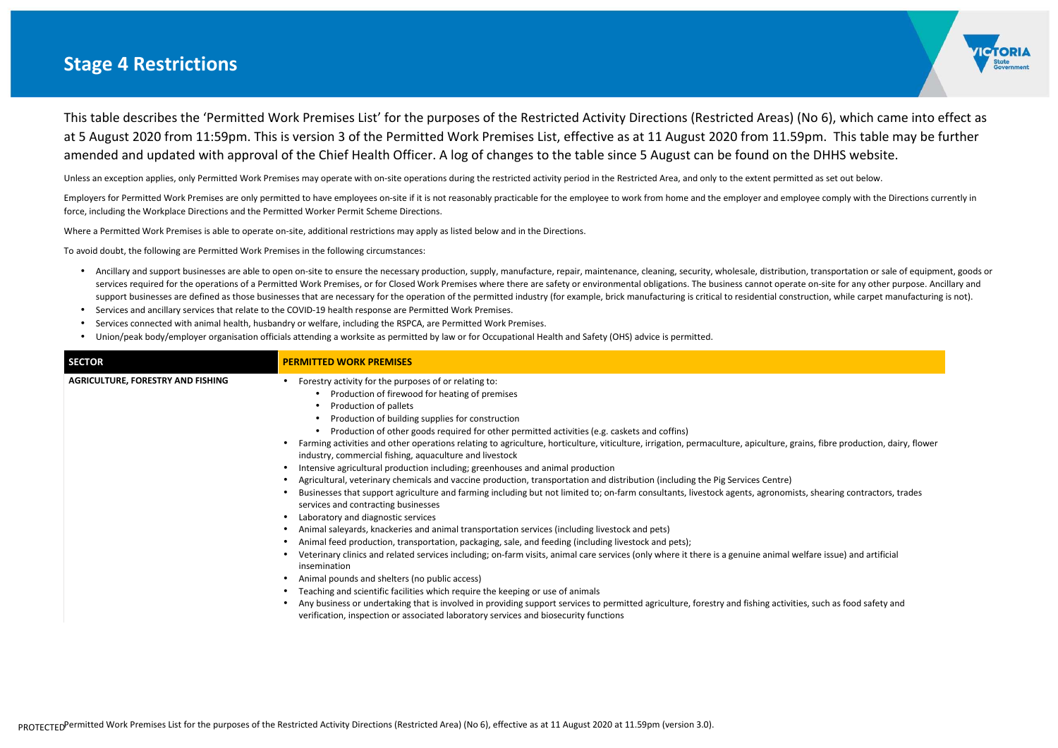# Stage 4 Restrictions

This table describes the 'Permitted Work Premises List' for the purposes of the Restricted Activity Directions (Restricted Areas) (No 6), which came into effect as at 5 August 2020 from 11:59pm. This is version 3 of the Permitted Work Premises List, effective as at 11 August 2020 from 11.59pm. This table may be further amended and updated with approval of the Chief Health Officer. A log of changes to the table since 5 August can be found on the DHHS website.

Unless an exception applies, only Permitted Work Premises may operate with on-site operations during the restricted activity period in the Restricted Area, and only to the extent permitted as set out below.

Employers for Permitted Work Premises are only permitted to have employees on-site if it is not reasonably practicable for the employee to work from home and the employer and employee comply with the Directions currently in force, including the Workplace Directions and the Permitted Worker Permit Scheme Directions.

Where a Permitted Work Premises is able to operate on-site, additional restrictions may apply as listed below and in the Directions.

To avoid doubt, the following are Permitted Work Premises in the following circumstances:

- Ancillary and support businesses are able to open on-site to ensure the necessary production, supply, manufacture, repair, maintenance, cleaning, security, wholesale, distribution, transportation or sale of equipment, goods or services required for the operations of a Permitted Work Premises, or for Closed Work Premises where there are safety or environmental obligations. The business cannot operate on-site for any other purpose. Ancillary and support businesses are defined as those businesses that are necessary for the operation of the permitted industry (for example, brick manufacturing is critical to residential construction, while carpet manufacturing is not).
- Services and ancillary services that relate to the COVID-19 health response are Permitted Work Premises.
- Services connected with animal health, husbandry or welfare, including the RSPCA, are Permitted Work Premises.
- Union/peak body/employer organisation officials attending a worksite as permitted by law or for Occupational Health and Safety (OHS) advice is permitted.

| SECTOR | PERMITTED WORK PREMISES |
|---|---|
| AGRICULTURE, FORESTRY AND FISHING | • Forestry activity for the purposes of or relating to:<br>&nbsp;&nbsp;&nbsp;&nbsp;◦ Production of firewood for heating of premises<br>&nbsp;&nbsp;&nbsp;&nbsp;◦ Production of pallets<br>&nbsp;&nbsp;&nbsp;&nbsp;◦ Production of building supplies for construction<br>&nbsp;&nbsp;&nbsp;&nbsp;◦ Production of other goods required for other permitted activities (e.g. caskets and coffins)<br>• Farming activities and other operations relating to agriculture, horticulture, viticulture, irrigation, permaculture, apiculture, grains, fibre production, dairy, flower industry, commercial fishing, aquaculture and livestock<br>• Intensive agricultural production including; greenhouses and animal production<br>• Agricultural, veterinary chemicals and vaccine production, transportation and distribution (including the Pig Services Centre)<br>• Businesses that support agriculture and farming including but not limited to; on-farm consultants, livestock agents, agronomists, shearing contractors, trades services and contracting businesses<br>• Laboratory and diagnostic services<br>• Animal saleyards, knackeries and animal transportation services (including livestock and pets)<br>• Animal feed production, transportation, packaging, sale, and feeding (including livestock and pets);<br>• Veterinary clinics and related services including; on-farm visits, animal care services (only where it there is a genuine animal welfare issue) and artificial insemination<br>• Animal pounds and shelters (no public access)<br>• Teaching and scientific facilities which require the keeping or use of animals<br>• Any business or undertaking that is involved in providing support services to permitted agriculture, forestry and fishing activities, such as food safety and verification, inspection or associated laboratory services and biosecurity functions |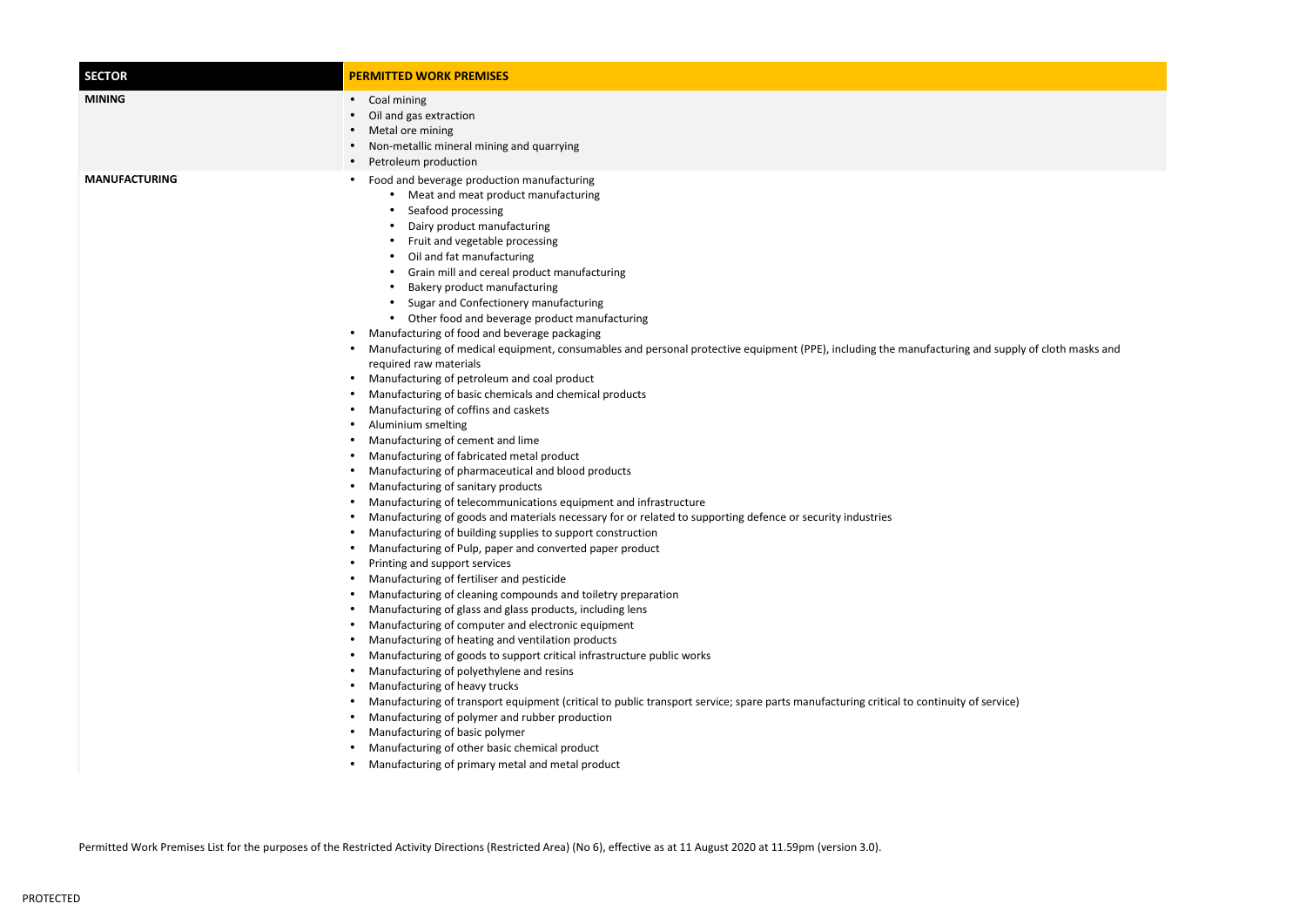| SECTOR | PERMITTED WORK PREMISES |
| --- | --- |
| **MINING** | • Coal mining<br>• Oil and gas extraction<br>• Metal ore mining<br>• Non-metallic mineral mining and quarrying<br>• Petroleum production |
| **MANUFACTURING** | • Food and beverage production manufacturing<br>&nbsp;&nbsp;&nbsp;&nbsp;• Meat and meat product manufacturing<br>&nbsp;&nbsp;&nbsp;&nbsp;• Seafood processing<br>&nbsp;&nbsp;&nbsp;&nbsp;• Dairy product manufacturing<br>&nbsp;&nbsp;&nbsp;&nbsp;• Fruit and vegetable processing<br>&nbsp;&nbsp;&nbsp;&nbsp;• Oil and fat manufacturing<br>&nbsp;&nbsp;&nbsp;&nbsp;• Grain mill and cereal product manufacturing<br>&nbsp;&nbsp;&nbsp;&nbsp;• Bakery product manufacturing<br>&nbsp;&nbsp;&nbsp;&nbsp;• Sugar and Confectionery manufacturing<br>&nbsp;&nbsp;&nbsp;&nbsp;• Other food and beverage product manufacturing<br>• Manufacturing of food and beverage packaging<br>• Manufacturing of medical equipment, consumables and personal protective equipment (PPE), including the manufacturing and supply of cloth masks and required raw materials<br>• Manufacturing of petroleum and coal product<br>• Manufacturing of basic chemicals and chemical products<br>• Manufacturing of coffins and caskets<br>• Aluminium smelting<br>• Manufacturing of cement and lime<br>• Manufacturing of fabricated metal product<br>• Manufacturing of pharmaceutical and blood products<br>• Manufacturing of sanitary products<br>• Manufacturing of telecommunications equipment and infrastructure<br>• Manufacturing of goods and materials necessary for or related to supporting defence or security industries<br>• Manufacturing of building supplies to support construction<br>• Manufacturing of Pulp, paper and converted paper product<br>• Printing and support services<br>• Manufacturing of fertiliser and pesticide<br>• Manufacturing of cleaning compounds and toiletry preparation<br>• Manufacturing of glass and glass products, including lens<br>• Manufacturing of computer and electronic equipment<br>• Manufacturing of heating and ventilation products<br>• Manufacturing of goods to support critical infrastructure public works<br>• Manufacturing of polyethylene and resins<br>• Manufacturing of heavy trucks<br>• Manufacturing of transport equipment (critical to public transport service; spare parts manufacturing critical to continuity of service)<br>• Manufacturing of polymer and rubber production<br>• Manufacturing of basic polymer<br>• Manufacturing of other basic chemical product<br>• Manufacturing of primary metal and metal product |

Permitted Work Premises List for the purposes of the Restricted Activity Directions (Restricted Area) (No 6), effective as at 11 August 2020 at 11.59pm (version 3.0).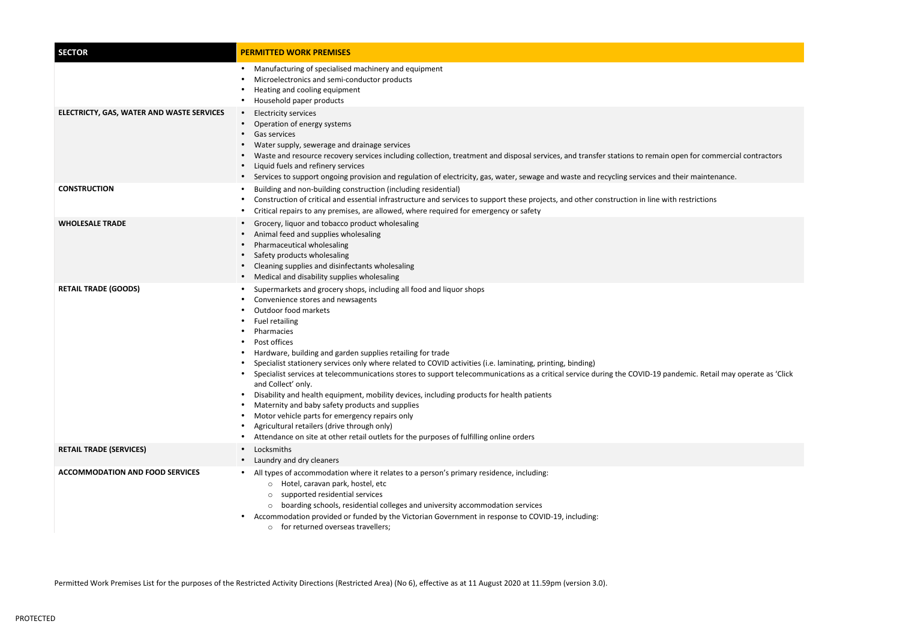| SECTOR | PERMITTED WORK PREMISES |
|---|---|
| | • Manufacturing of specialised machinery and equipment<br>• Microelectronics and semi-conductor products<br>• Heating and cooling equipment<br>• Household paper products |
| **ELECTRICTY, GAS, WATER AND WASTE SERVICES** | • Electricity services<br>• Operation of energy systems<br>• Gas services<br>• Water supply, sewerage and drainage services<br>• Waste and resource recovery services including collection, treatment and disposal services, and transfer stations to remain open for commercial contractors<br>• Liquid fuels and refinery services<br>• Services to support ongoing provision and regulation of electricity, gas, water, sewage and waste and recycling services and their maintenance. |
| **CONSTRUCTION** | • Building and non-building construction (including residential)<br>• Construction of critical and essential infrastructure and services to support these projects, and other construction in line with restrictions<br>• Critical repairs to any premises, are allowed, where required for emergency or safety |
| **WHOLESALE TRADE** | • Grocery, liquor and tobacco product wholesaling<br>• Animal feed and supplies wholesaling<br>• Pharmaceutical wholesaling<br>• Safety products wholesaling<br>• Cleaning supplies and disinfectants wholesaling<br>• Medical and disability supplies wholesaling |
| **RETAIL TRADE (GOODS)** | • Supermarkets and grocery shops, including all food and liquor shops<br>• Convenience stores and newsagents<br>• Outdoor food markets<br>• Fuel retailing<br>• Pharmacies<br>• Post offices<br>• Hardware, building and garden supplies retailing for trade<br>• Specialist stationery services only where related to COVID activities (i.e. laminating, printing, binding)<br>• Specialist services at telecommunications stores to support telecommunications as a critical service during the COVID-19 pandemic. Retail may operate as 'Click and Collect' only.<br>• Disability and health equipment, mobility devices, including products for health patients<br>• Maternity and baby safety products and supplies<br>• Motor vehicle parts for emergency repairs only<br>• Agricultural retailers (drive through only)<br>• Attendance on site at other retail outlets for the purposes of fulfilling online orders |
| **RETAIL TRADE (SERVICES)** | • Locksmiths<br>• Laundry and dry cleaners |
| **ACCOMMODATION AND FOOD SERVICES** | • All types of accommodation where it relates to a person's primary residence, including:<br>&nbsp;&nbsp;&nbsp;&nbsp;○ Hotel, caravan park, hostel, etc<br>&nbsp;&nbsp;&nbsp;&nbsp;○ supported residential services<br>&nbsp;&nbsp;&nbsp;&nbsp;○ boarding schools, residential colleges and university accommodation services<br>• Accommodation provided or funded by the Victorian Government in response to COVID-19, including:<br>&nbsp;&nbsp;&nbsp;&nbsp;○ for returned overseas travellers; |

Permitted Work Premises List for the purposes of the Restricted Activity Directions (Restricted Area) (No 6), effective as at 11 August 2020 at 11.59pm (version 3.0).

PROTECTED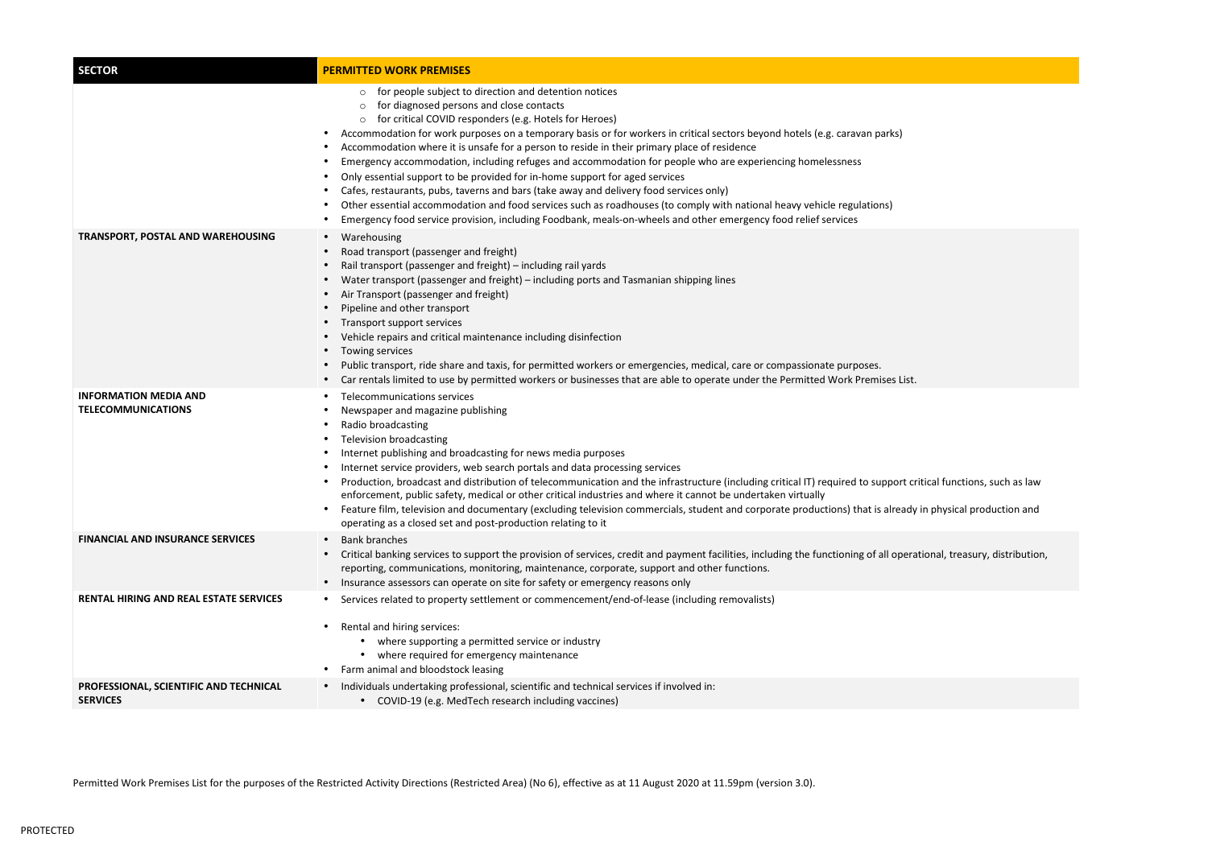| SECTOR | PERMITTED WORK PREMISES |
|---|---|
| | ○ for people subject to direction and detention notices<br>○ for diagnosed persons and close contacts<br>○ for critical COVID responders (e.g. Hotels for Heroes)<br>• Accommodation for work purposes on a temporary basis or for workers in critical sectors beyond hotels (e.g. caravan parks)<br>• Accommodation where it is unsafe for a person to reside in their primary place of residence<br>• Emergency accommodation, including refuges and accommodation for people who are experiencing homelessness<br>• Only essential support to be provided for in-home support for aged services<br>• Cafes, restaurants, pubs, taverns and bars (take away and delivery food services only)<br>• Other essential accommodation and food services such as roadhouses (to comply with national heavy vehicle regulations)<br>• Emergency food service provision, including Foodbank, meals-on-wheels and other emergency food relief services |
| **TRANSPORT, POSTAL AND WAREHOUSING** | • Warehousing<br>• Road transport (passenger and freight)<br>• Rail transport (passenger and freight) – including rail yards<br>• Water transport (passenger and freight) – including ports and Tasmanian shipping lines<br>• Air Transport (passenger and freight)<br>• Pipeline and other transport<br>• Transport support services<br>• Vehicle repairs and critical maintenance including disinfection<br>• Towing services<br>• Public transport, ride share and taxis, for permitted workers or emergencies, medical, care or compassionate purposes.<br>• Car rentals limited to use by permitted workers or businesses that are able to operate under the Permitted Work Premises List. |
| **INFORMATION MEDIA AND TELECOMMUNICATIONS** | • Telecommunications services<br>• Newspaper and magazine publishing<br>• Radio broadcasting<br>• Television broadcasting<br>• Internet publishing and broadcasting for news media purposes<br>• Internet service providers, web search portals and data processing services<br>• Production, broadcast and distribution of telecommunication and the infrastructure (including critical IT) required to support critical functions, such as law enforcement, public safety, medical or other critical industries and where it cannot be undertaken virtually<br>• Feature film, television and documentary (excluding television commercials, student and corporate productions) that is already in physical production and operating as a closed set and post-production relating to it |
| **FINANCIAL AND INSURANCE SERVICES** | • Bank branches<br>• Critical banking services to support the provision of services, credit and payment facilities, including the functioning of all operational, treasury, distribution, reporting, communications, monitoring, maintenance, corporate, support and other functions.<br>• Insurance assessors can operate on site for safety or emergency reasons only |
| **RENTAL HIRING AND REAL ESTATE SERVICES** | • Services related to property settlement or commencement/end-of-lease (including removalists)<br>• Rental and hiring services:<br>  • where supporting a permitted service or industry<br>  • where required for emergency maintenance<br>• Farm animal and bloodstock leasing |
| **PROFESSIONAL, SCIENTIFIC AND TECHNICAL SERVICES** | • Individuals undertaking professional, scientific and technical services if involved in:<br>  • COVID-19 (e.g. MedTech research including vaccines) |

Permitted Work Premises List for the purposes of the Restricted Activity Directions (Restricted Area) (No 6), effective as at 11 August 2020 at 11.59pm (version 3.0).

PROTECTED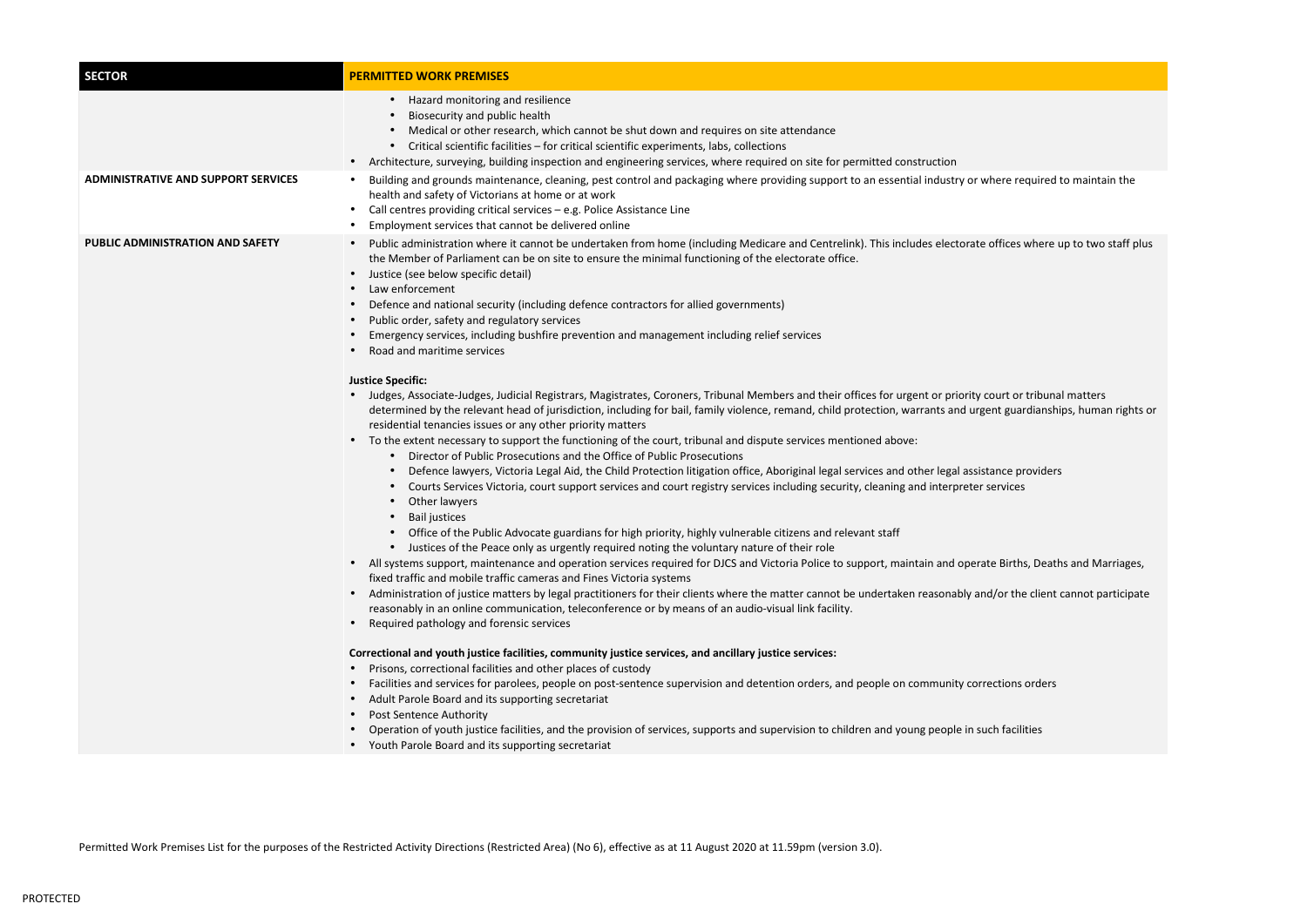| SECTOR | PERMITTED WORK PREMISES |
| --- | --- |
| | • Hazard monitoring and resilience<br>• Biosecurity and public health<br>• Medical or other research, which cannot be shut down and requires on site attendance<br>• Critical scientific facilities – for critical scientific experiments, labs, collections<br>• Architecture, surveying, building inspection and engineering services, where required on site for permitted construction |
| **ADMINISTRATIVE AND SUPPORT SERVICES** | • Building and grounds maintenance, cleaning, pest control and packaging where providing support to an essential industry or where required to maintain the health and safety of Victorians at home or at work<br>• Call centres providing critical services – e.g. Police Assistance Line<br>• Employment services that cannot be delivered online |
| **PUBLIC ADMINISTRATION AND SAFETY** | • Public administration where it cannot be undertaken from home (including Medicare and Centrelink). This includes electorate offices where up to two staff plus the Member of Parliament can be on site to ensure the minimal functioning of the electorate office.<br>• Justice (see below specific detail)<br>• Law enforcement<br>• Defence and national security (including defence contractors for allied governments)<br>• Public order, safety and regulatory services<br>• Emergency services, including bushfire prevention and management including relief services<br>• Road and maritime services<br><br>**Justice Specific:**<br>• Judges, Associate-Judges, Judicial Registrars, Magistrates, Coroners, Tribunal Members and their offices for urgent or priority court or tribunal matters determined by the relevant head of jurisdiction, including for bail, family violence, remand, child protection, warrants and urgent guardianships, human rights or residential tenancies issues or any other priority matters<br>• To the extent necessary to support the functioning of the court, tribunal and dispute services mentioned above:<br>&nbsp;&nbsp;&nbsp;&nbsp;• Director of Public Prosecutions and the Office of Public Prosecutions<br>&nbsp;&nbsp;&nbsp;&nbsp;• Defence lawyers, Victoria Legal Aid, the Child Protection litigation office, Aboriginal legal services and other legal assistance providers<br>&nbsp;&nbsp;&nbsp;&nbsp;• Courts Services Victoria, court support services and court registry services including security, cleaning and interpreter services<br>&nbsp;&nbsp;&nbsp;&nbsp;• Other lawyers<br>&nbsp;&nbsp;&nbsp;&nbsp;• Bail justices<br>&nbsp;&nbsp;&nbsp;&nbsp;• Office of the Public Advocate guardians for high priority, highly vulnerable citizens and relevant staff<br>&nbsp;&nbsp;&nbsp;&nbsp;• Justices of the Peace only as urgently required noting the voluntary nature of their role<br>• All systems support, maintenance and operation services required for DJCS and Victoria Police to support, maintain and operate Births, Deaths and Marriages, fixed traffic and mobile traffic cameras and Fines Victoria systems<br>• Administration of justice matters by legal practitioners for their clients where the matter cannot be undertaken reasonably and/or the client cannot participate reasonably in an online communication, teleconference or by means of an audio-visual link facility.<br>• Required pathology and forensic services<br><br>**Correctional and youth justice facilities, community justice services, and ancillary justice services:**<br>• Prisons, correctional facilities and other places of custody<br>• Facilities and services for parolees, people on post-sentence supervision and detention orders, and people on community corrections orders<br>• Adult Parole Board and its supporting secretariat<br>• Post Sentence Authority<br>• Operation of youth justice facilities, and the provision of services, supports and supervision to children and young people in such facilities<br>• Youth Parole Board and its supporting secretariat |

Permitted Work Premises List for the purposes of the Restricted Activity Directions (Restricted Area) (No 6), effective as at 11 August 2020 at 11.59pm (version 3.0).

PROTECTED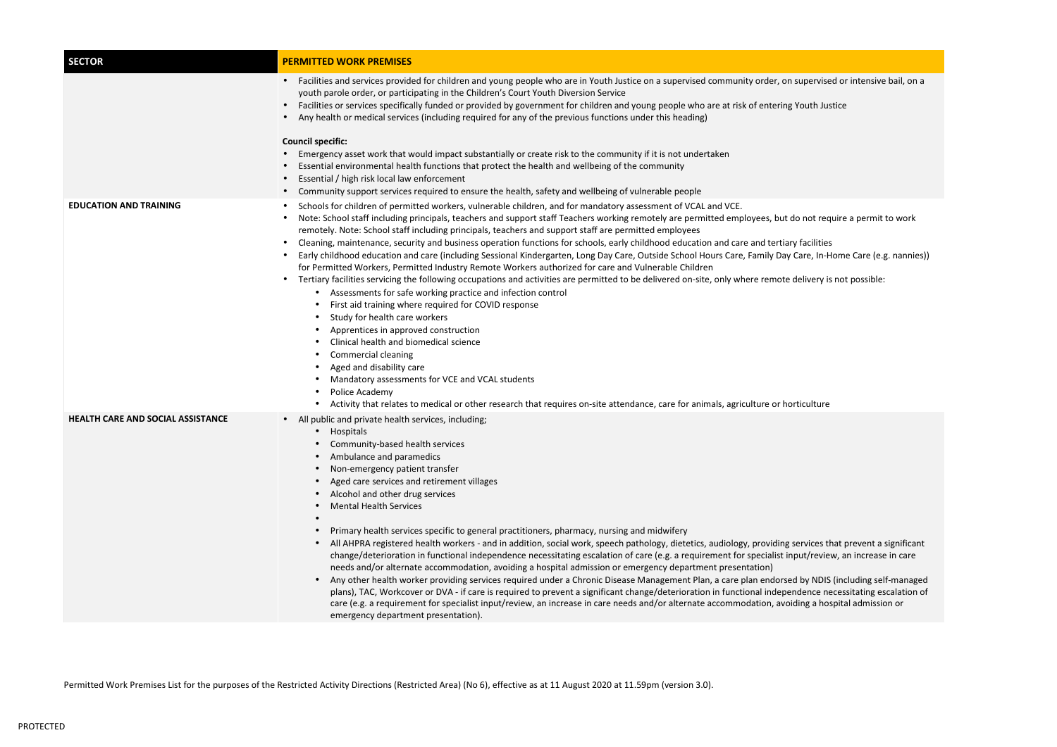| SECTOR | PERMITTED WORK PREMISES |
|---|---|
| | • Facilities and services provided for children and young people who are in Youth Justice on a supervised community order, on supervised or intensive bail, on a youth parole order, or participating in the Children's Court Youth Diversion Service<br>• Facilities or services specifically funded or provided by government for children and young people who are at risk of entering Youth Justice<br>• Any health or medical services (including required for any of the previous functions under this heading)<br><br>**Council specific:**<br>• Emergency asset work that would impact substantially or create risk to the community if it is not undertaken<br>• Essential environmental health functions that protect the health and wellbeing of the community<br>• Essential / high risk local law enforcement<br>• Community support services required to ensure the health, safety and wellbeing of vulnerable people |
| **EDUCATION AND TRAINING** | • Schools for children of permitted workers, vulnerable children, and for mandatory assessment of VCAL and VCE.<br>• Note: School staff including principals, teachers and support staff Teachers working remotely are permitted employees, but do not require a permit to work remotely. Note: School staff including principals, teachers and support staff are permitted employees<br>• Cleaning, maintenance, security and business operation functions for schools, early childhood education and care and tertiary facilities<br>• Early childhood education and care (including Sessional Kindergarten, Long Day Care, Outside School Hours Care, Family Day Care, In-Home Care (e.g. nannies)) for Permitted Workers, Permitted Industry Remote Workers authorized for care and Vulnerable Children<br>• Tertiary facilities servicing the following occupations and activities are permitted to be delivered on-site, only where remote delivery is not possible:<br>&nbsp;&nbsp;&nbsp;&nbsp;• Assessments for safe working practice and infection control<br>&nbsp;&nbsp;&nbsp;&nbsp;• First aid training where required for COVID response<br>&nbsp;&nbsp;&nbsp;&nbsp;• Study for health care workers<br>&nbsp;&nbsp;&nbsp;&nbsp;• Apprentices in approved construction<br>&nbsp;&nbsp;&nbsp;&nbsp;• Clinical health and biomedical science<br>&nbsp;&nbsp;&nbsp;&nbsp;• Commercial cleaning<br>&nbsp;&nbsp;&nbsp;&nbsp;• Aged and disability care<br>&nbsp;&nbsp;&nbsp;&nbsp;• Mandatory assessments for VCE and VCAL students<br>&nbsp;&nbsp;&nbsp;&nbsp;• Police Academy<br>&nbsp;&nbsp;&nbsp;&nbsp;• Activity that relates to medical or other research that requires on-site attendance, care for animals, agriculture or horticulture |
| **HEALTH CARE AND SOCIAL ASSISTANCE** | • All public and private health services, including;<br>&nbsp;&nbsp;&nbsp;&nbsp;• Hospitals<br>&nbsp;&nbsp;&nbsp;&nbsp;• Community-based health services<br>&nbsp;&nbsp;&nbsp;&nbsp;• Ambulance and paramedics<br>&nbsp;&nbsp;&nbsp;&nbsp;• Non-emergency patient transfer<br>&nbsp;&nbsp;&nbsp;&nbsp;• Aged care services and retirement villages<br>&nbsp;&nbsp;&nbsp;&nbsp;• Alcohol and other drug services<br>&nbsp;&nbsp;&nbsp;&nbsp;• Mental Health Services<br>&nbsp;&nbsp;&nbsp;&nbsp;•<br>&nbsp;&nbsp;&nbsp;&nbsp;• Primary health services specific to general practitioners, pharmacy, nursing and midwifery<br>&nbsp;&nbsp;&nbsp;&nbsp;• All AHPRA registered health workers - and in addition, social work, speech pathology, dietetics, audiology, providing services that prevent a significant change/deterioration in functional independence necessitating escalation of care (e.g. a requirement for specialist input/review, an increase in care needs and/or alternate accommodation, avoiding a hospital admission or emergency department presentation)<br>&nbsp;&nbsp;&nbsp;&nbsp;• Any other health worker providing services required under a Chronic Disease Management Plan, a care plan endorsed by NDIS (including self-managed plans), TAC, Workcover or DVA - if care is required to prevent a significant change/deterioration in functional independence necessitating escalation of care (e.g. a requirement for specialist input/review, an increase in care needs and/or alternate accommodation, avoiding a hospital admission or emergency department presentation). |

Permitted Work Premises List for the purposes of the Restricted Activity Directions (Restricted Area) (No 6), effective as at 11 August 2020 at 11.59pm (version 3.0).

PROTECTED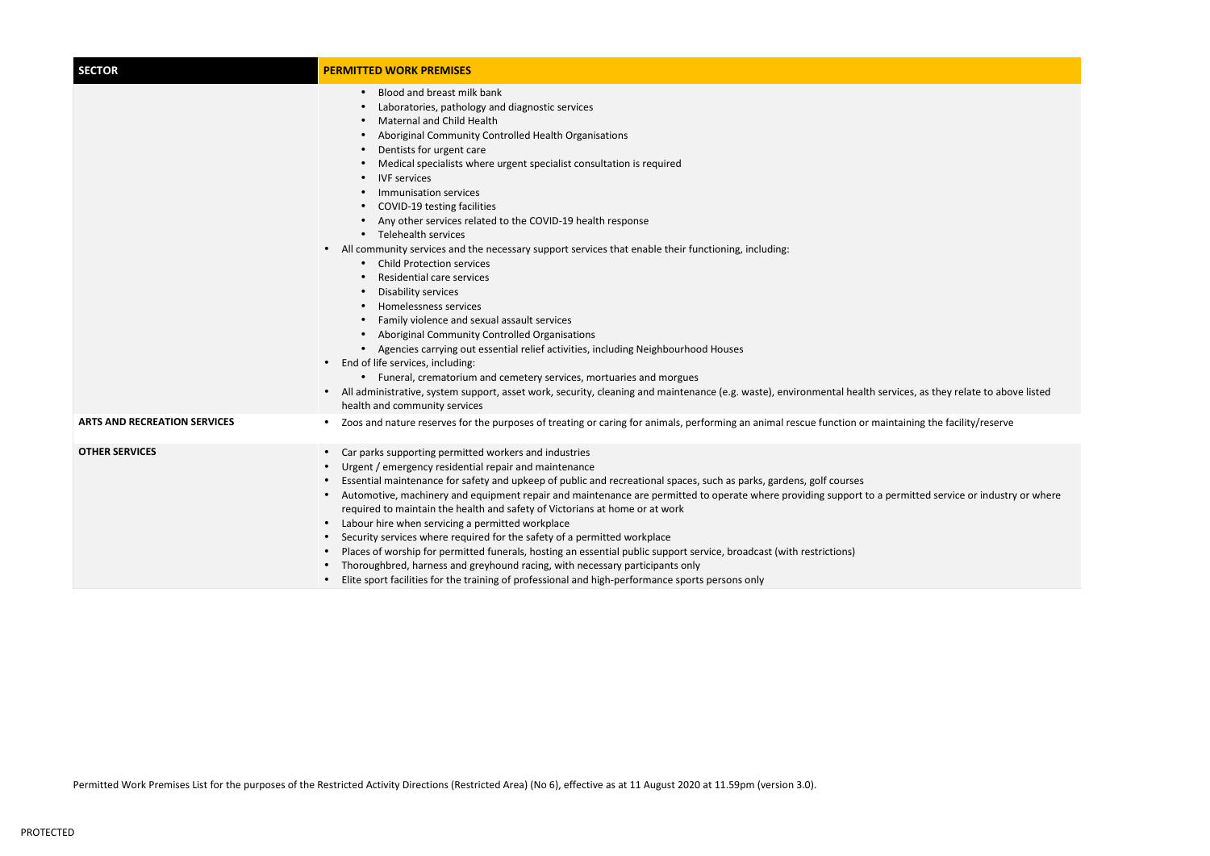| SECTOR | PERMITTED WORK PREMISES |
|---|---|
| | ◦ Blood and breast milk bank<br>◦ Laboratories, pathology and diagnostic services<br>◦ Maternal and Child Health<br>◦ Aboriginal Community Controlled Health Organisations<br>◦ Dentists for urgent care<br>◦ Medical specialists where urgent specialist consultation is required<br>◦ IVF services<br>◦ Immunisation services<br>◦ COVID-19 testing facilities<br>◦ Any other services related to the COVID-19 health response<br>◦ Telehealth services<br>• All community services and the necessary support services that enable their functioning, including:<br>◦ Child Protection services<br>◦ Residential care services<br>◦ Disability services<br>◦ Homelessness services<br>◦ Family violence and sexual assault services<br>◦ Aboriginal Community Controlled Organisations<br>◦ Agencies carrying out essential relief activities, including Neighbourhood Houses<br>• End of life services, including:<br>◦ Funeral, crematorium and cemetery services, mortuaries and morgues<br>• All administrative, system support, asset work, security, cleaning and maintenance (e.g. waste), environmental health services, as they relate to above listed health and community services |
| **ARTS AND RECREATION SERVICES** | • Zoos and nature reserves for the purposes of treating or caring for animals, performing an animal rescue function or maintaining the facility/reserve |
| **OTHER SERVICES** | • Car parks supporting permitted workers and industries<br>• Urgent / emergency residential repair and maintenance<br>• Essential maintenance for safety and upkeep of public and recreational spaces, such as parks, gardens, golf courses<br>• Automotive, machinery and equipment repair and maintenance are permitted to operate where providing support to a permitted service or industry or where required to maintain the health and safety of Victorians at home or at work<br>• Labour hire when servicing a permitted workplace<br>• Security services where required for the safety of a permitted workplace<br>• Places of worship for permitted funerals, hosting an essential public support service, broadcast (with restrictions)<br>• Thoroughbred, harness and greyhound racing, with necessary participants only<br>• Elite sport facilities for the training of professional and high-performance sports persons only |

Permitted Work Premises List for the purposes of the Restricted Activity Directions (Restricted Area) (No 6), effective as at 11 August 2020 at 11.59pm (version 3.0).

PROTECTED